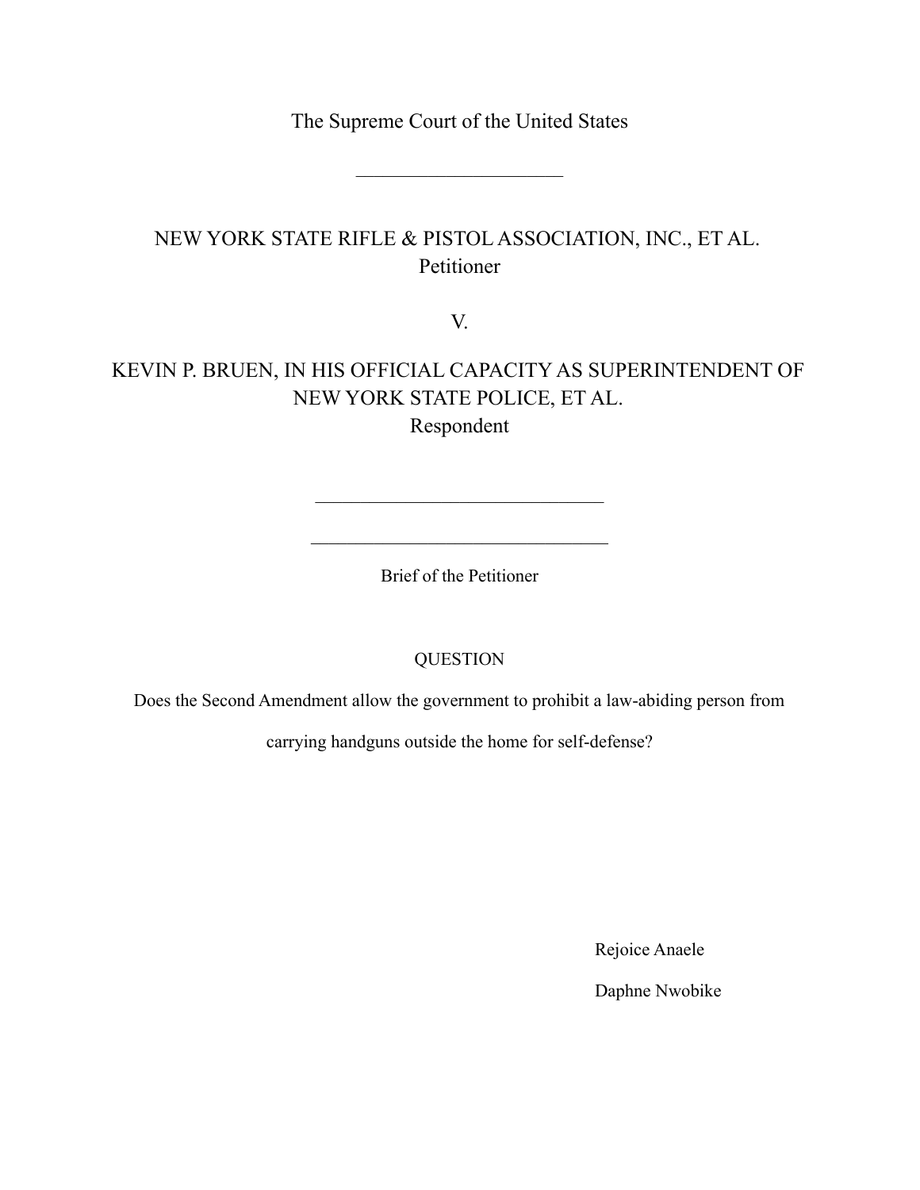The Supreme Court of the United States

---

NEW YORK STATE RIFLE & PISTOL ASSOCIATION, INC., ET AL.
Petitioner

V.

KEVIN P. BRUEN, IN HIS OFFICIAL CAPACITY AS SUPERINTENDENT OF NEW YORK STATE POLICE, ET AL.
Respondent

---

---

Brief of the Petitioner

QUESTION

Does the Second Amendment allow the government to prohibit a law-abiding person from carrying handguns outside the home for self-defense?

Rejoice Anaele

Daphne Nwobike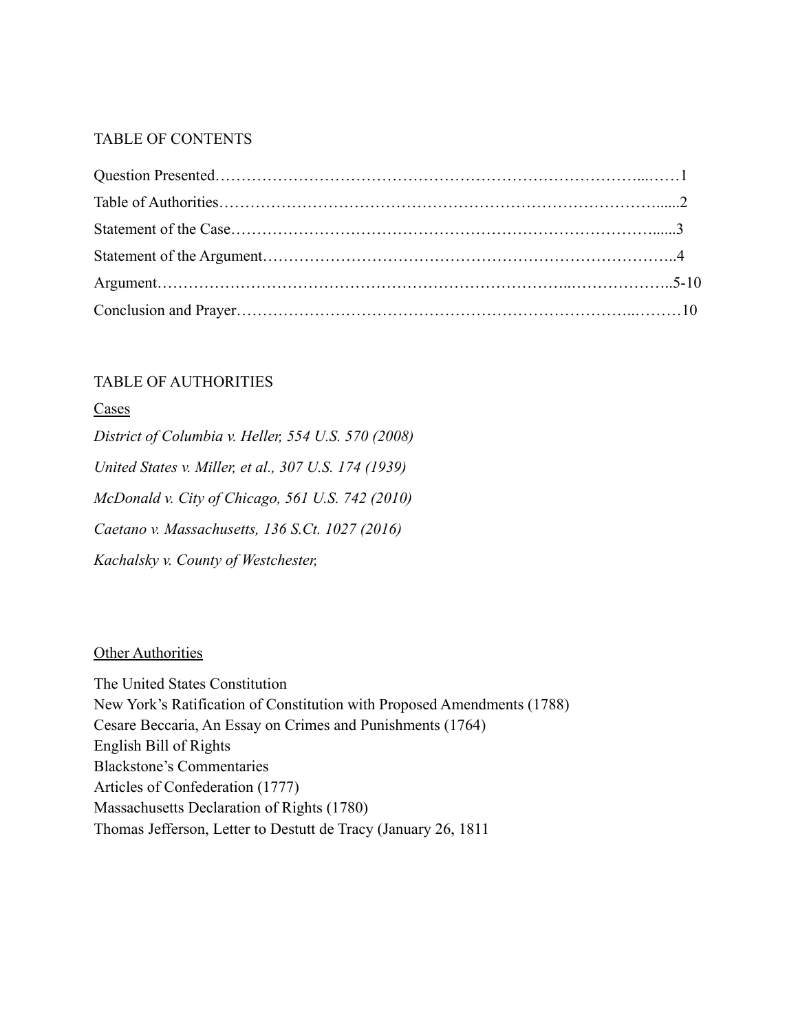TABLE OF CONTENTS

Question Presented……………………………………………………………………...……1

Table of Authorities………………………………………………………………………......2

Statement of the Case…………………………………………………………………….......3

Statement of the Argument…………………………………………………………………..4

Argument…………………………………………………………………..………………..5-10

Conclusion and Prayer………………………………………….………………..………10

TABLE OF AUTHORITIES

<u>Cases</u>

*District of Columbia v. Heller, 554 U.S. 570 (2008)*

*United States v. Miller, et al., 307 U.S. 174 (1939)*

*McDonald v. City of Chicago, 561 U.S. 742 (2010)*

*Caetano v. Massachusetts, 136 S.Ct. 1027 (2016)*

*Kachalsky v. County of Westchester,*

<u>Other Authorities</u>

The United States Constitution
New York's Ratification of Constitution with Proposed Amendments (1788)
Cesare Beccaria, An Essay on Crimes and Punishments (1764)
English Bill of Rights
Blackstone's Commentaries
Articles of Confederation (1777)
Massachusetts Declaration of Rights (1780)
Thomas Jefferson, Letter to Destutt de Tracy (January 26, 1811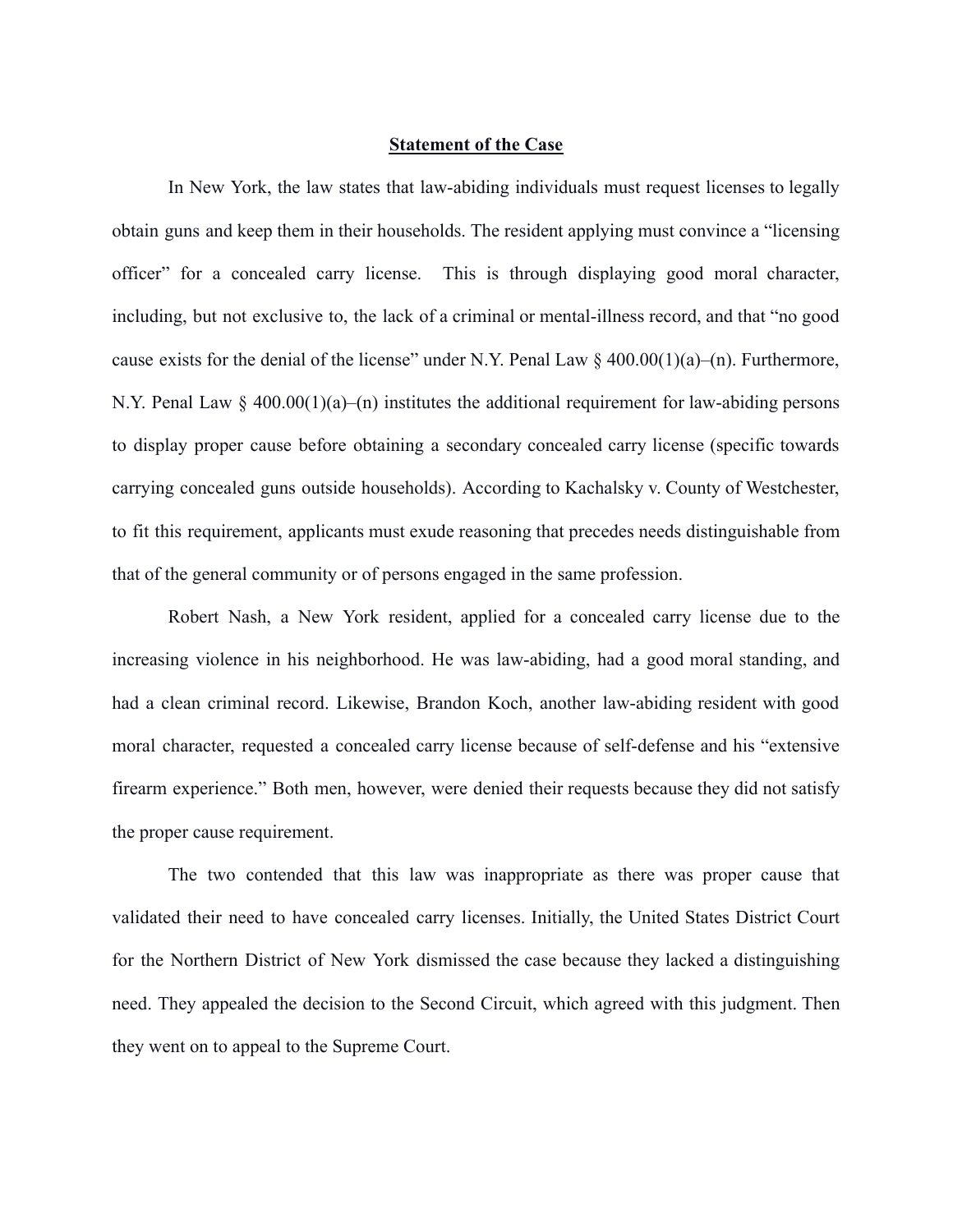## Statement of the Case

In New York, the law states that law-abiding individuals must request licenses to legally obtain guns and keep them in their households. The resident applying must convince a "licensing officer" for a concealed carry license.  This is through displaying good moral character, including, but not exclusive to, the lack of a criminal or mental-illness record, and that "no good cause exists for the denial of the license" under N.Y. Penal Law § 400.00(1)(a)–(n). Furthermore, N.Y. Penal Law § 400.00(1)(a)–(n) institutes the additional requirement for law-abiding persons to display proper cause before obtaining a secondary concealed carry license (specific towards carrying concealed guns outside households). According to Kachalsky v. County of Westchester, to fit this requirement, applicants must exude reasoning that precedes needs distinguishable from that of the general community or of persons engaged in the same profession.

Robert Nash, a New York resident, applied for a concealed carry license due to the increasing violence in his neighborhood. He was law-abiding, had a good moral standing, and had a clean criminal record. Likewise, Brandon Koch, another law-abiding resident with good moral character, requested a concealed carry license because of self-defense and his "extensive firearm experience." Both men, however, were denied their requests because they did not satisfy the proper cause requirement.

The two contended that this law was inappropriate as there was proper cause that validated their need to have concealed carry licenses. Initially, the United States District Court for the Northern District of New York dismissed the case because they lacked a distinguishing need. They appealed the decision to the Second Circuit, which agreed with this judgment. Then they went on to appeal to the Supreme Court.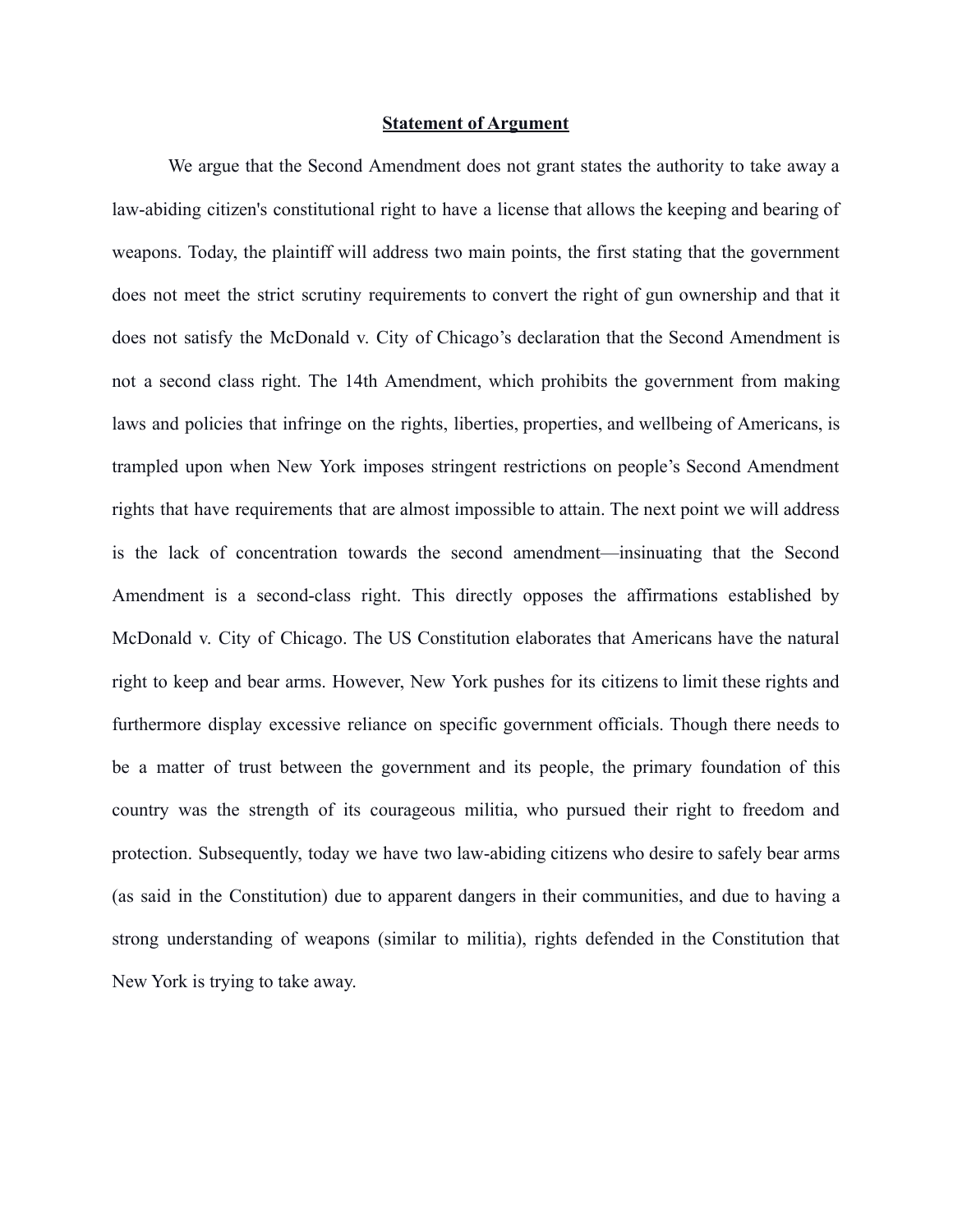**Statement of Argument**

We argue that the Second Amendment does not grant states the authority to take away a law-abiding citizen's constitutional right to have a license that allows the keeping and bearing of weapons. Today, the plaintiff will address two main points, the first stating that the government does not meet the strict scrutiny requirements to convert the right of gun ownership and that it does not satisfy the McDonald v. City of Chicago's declaration that the Second Amendment is not a second class right. The 14th Amendment, which prohibits the government from making laws and policies that infringe on the rights, liberties, properties, and wellbeing of Americans, is trampled upon when New York imposes stringent restrictions on people's Second Amendment rights that have requirements that are almost impossible to attain. The next point we will address is the lack of concentration towards the second amendment—insinuating that the Second Amendment is a second-class right. This directly opposes the affirmations established by McDonald v. City of Chicago. The US Constitution elaborates that Americans have the natural right to keep and bear arms. However, New York pushes for its citizens to limit these rights and furthermore display excessive reliance on specific government officials. Though there needs to be a matter of trust between the government and its people, the primary foundation of this country was the strength of its courageous militia, who pursued their right to freedom and protection. Subsequently, today we have two law-abiding citizens who desire to safely bear arms (as said in the Constitution) due to apparent dangers in their communities, and due to having a strong understanding of weapons (similar to militia), rights defended in the Constitution that New York is trying to take away.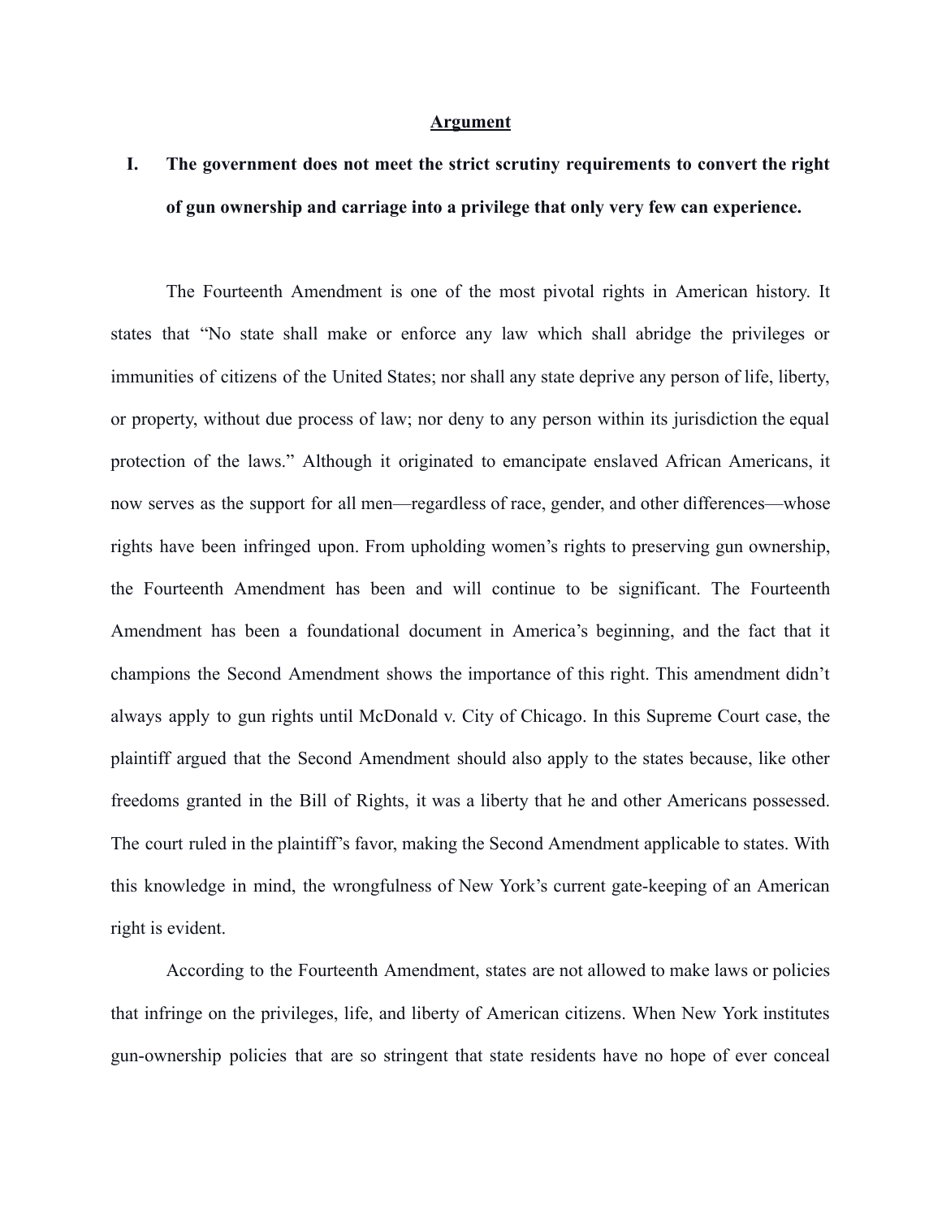## Argument

**I. The government does not meet the strict scrutiny requirements to convert the right of gun ownership and carriage into a privilege that only very few can experience.**

The Fourteenth Amendment is one of the most pivotal rights in American history. It states that "No state shall make or enforce any law which shall abridge the privileges or immunities of citizens of the United States; nor shall any state deprive any person of life, liberty, or property, without due process of law; nor deny to any person within its jurisdiction the equal protection of the laws." Although it originated to emancipate enslaved African Americans, it now serves as the support for all men—regardless of race, gender, and other differences—whose rights have been infringed upon. From upholding women's rights to preserving gun ownership, the Fourteenth Amendment has been and will continue to be significant. The Fourteenth Amendment has been a foundational document in America's beginning, and the fact that it champions the Second Amendment shows the importance of this right. This amendment didn't always apply to gun rights until McDonald v. City of Chicago. In this Supreme Court case, the plaintiff argued that the Second Amendment should also apply to the states because, like other freedoms granted in the Bill of Rights, it was a liberty that he and other Americans possessed. The court ruled in the plaintiff's favor, making the Second Amendment applicable to states. With this knowledge in mind, the wrongfulness of New York's current gate-keeping of an American right is evident.

According to the Fourteenth Amendment, states are not allowed to make laws or policies that infringe on the privileges, life, and liberty of American citizens. When New York institutes gun-ownership policies that are so stringent that state residents have no hope of ever conceal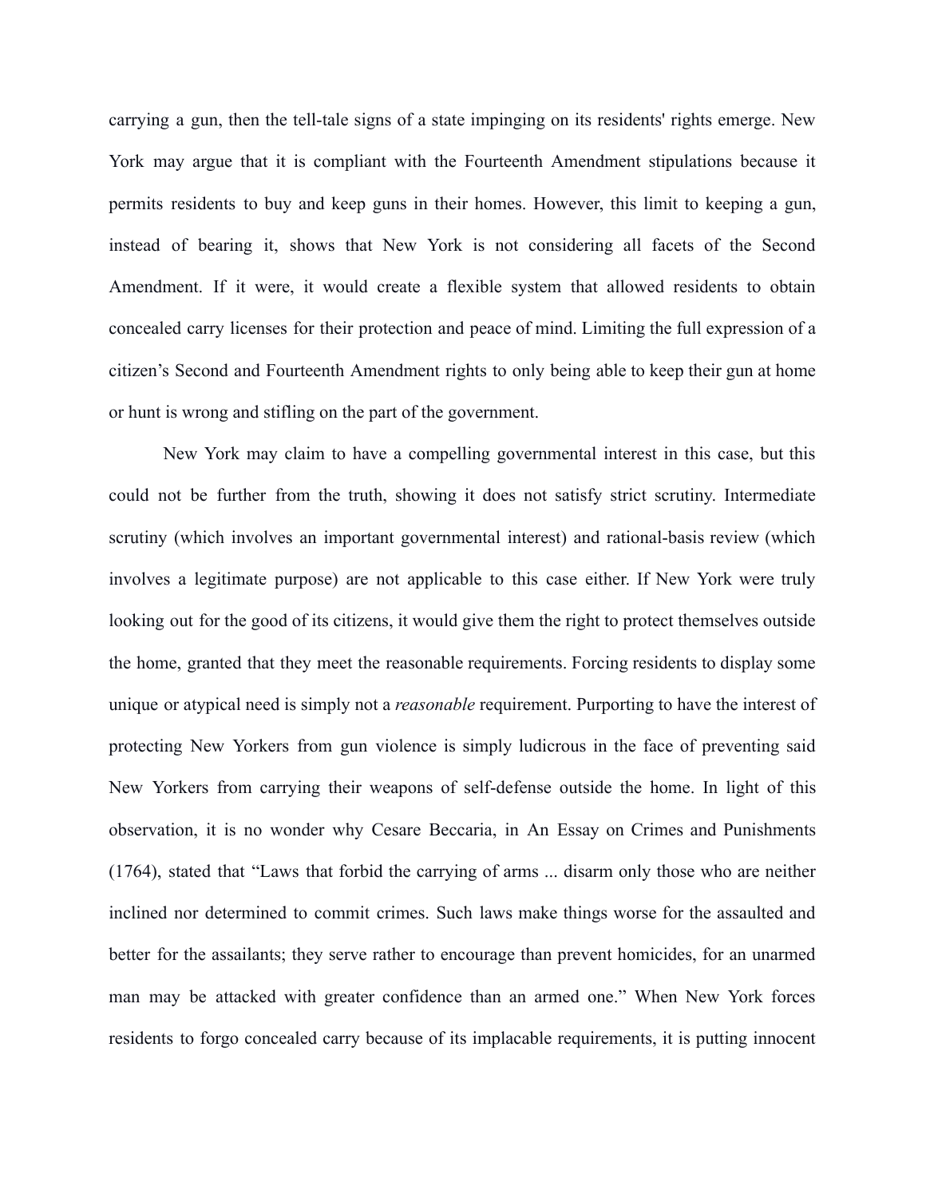carrying a gun, then the tell-tale signs of a state impinging on its residents' rights emerge. New York may argue that it is compliant with the Fourteenth Amendment stipulations because it permits residents to buy and keep guns in their homes. However, this limit to keeping a gun, instead of bearing it, shows that New York is not considering all facets of the Second Amendment. If it were, it would create a flexible system that allowed residents to obtain concealed carry licenses for their protection and peace of mind. Limiting the full expression of a citizen's Second and Fourteenth Amendment rights to only being able to keep their gun at home or hunt is wrong and stifling on the part of the government.

New York may claim to have a compelling governmental interest in this case, but this could not be further from the truth, showing it does not satisfy strict scrutiny. Intermediate scrutiny (which involves an important governmental interest) and rational-basis review (which involves a legitimate purpose) are not applicable to this case either. If New York were truly looking out for the good of its citizens, it would give them the right to protect themselves outside the home, granted that they meet the reasonable requirements. Forcing residents to display some unique or atypical need is simply not a *reasonable* requirement. Purporting to have the interest of protecting New Yorkers from gun violence is simply ludicrous in the face of preventing said New Yorkers from carrying their weapons of self-defense outside the home. In light of this observation, it is no wonder why Cesare Beccaria, in An Essay on Crimes and Punishments (1764), stated that "Laws that forbid the carrying of arms ... disarm only those who are neither inclined nor determined to commit crimes. Such laws make things worse for the assaulted and better for the assailants; they serve rather to encourage than prevent homicides, for an unarmed man may be attacked with greater confidence than an armed one." When New York forces residents to forgo concealed carry because of its implacable requirements, it is putting innocent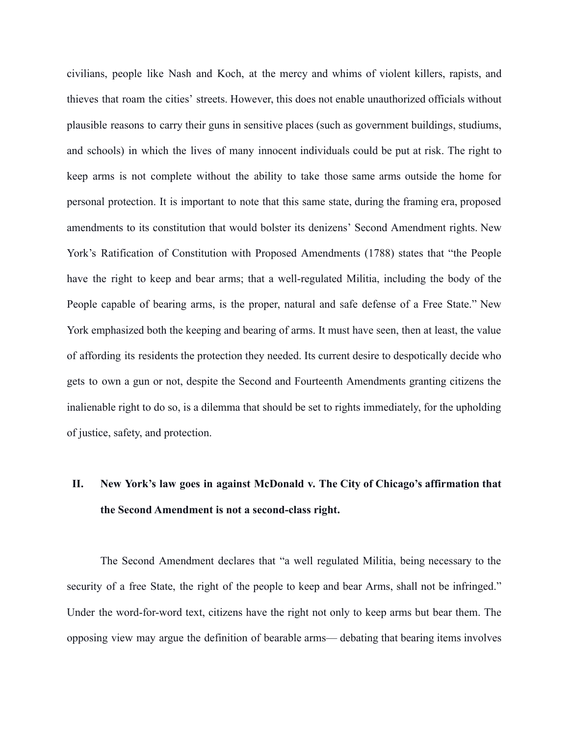civilians, people like Nash and Koch, at the mercy and whims of violent killers, rapists, and thieves that roam the cities' streets. However, this does not enable unauthorized officials without plausible reasons to carry their guns in sensitive places (such as government buildings, studiums, and schools) in which the lives of many innocent individuals could be put at risk. The right to keep arms is not complete without the ability to take those same arms outside the home for personal protection. It is important to note that this same state, during the framing era, proposed amendments to its constitution that would bolster its denizens' Second Amendment rights. New York's Ratification of Constitution with Proposed Amendments (1788) states that "the People have the right to keep and bear arms; that a well-regulated Militia, including the body of the People capable of bearing arms, is the proper, natural and safe defense of a Free State." New York emphasized both the keeping and bearing of arms. It must have seen, then at least, the value of affording its residents the protection they needed. Its current desire to despotically decide who gets to own a gun or not, despite the Second and Fourteenth Amendments granting citizens the inalienable right to do so, is a dilemma that should be set to rights immediately, for the upholding of justice, safety, and protection.

## II. New York's law goes in against McDonald v. The City of Chicago's affirmation that the Second Amendment is not a second-class right.

The Second Amendment declares that "a well regulated Militia, being necessary to the security of a free State, the right of the people to keep and bear Arms, shall not be infringed." Under the word-for-word text, citizens have the right not only to keep arms but bear them. The opposing view may argue the definition of bearable arms— debating that bearing items involves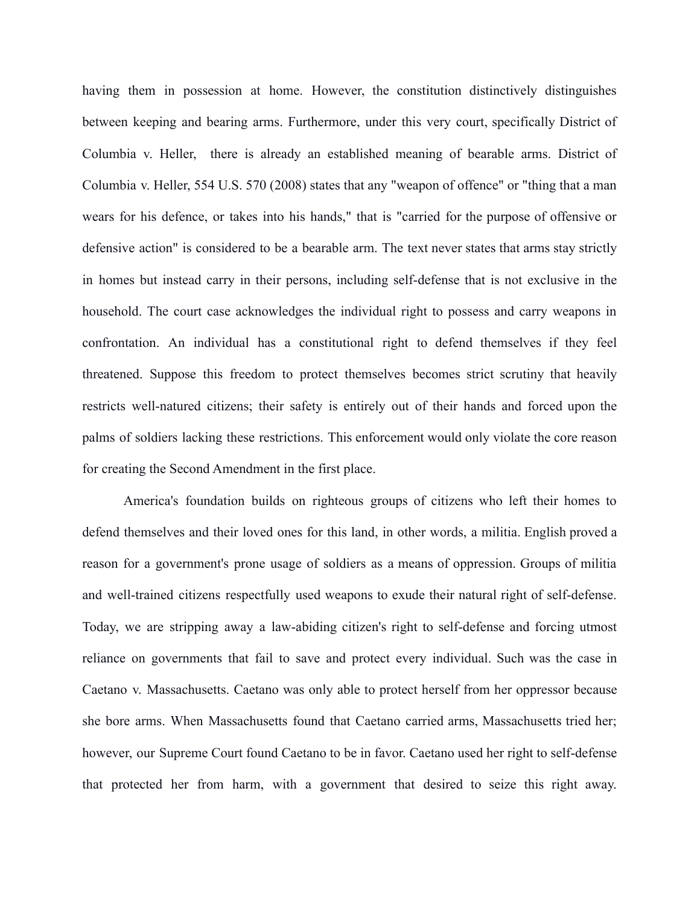having them in possession at home. However, the constitution distinctively distinguishes between keeping and bearing arms. Furthermore, under this very court, specifically District of Columbia v. Heller, there is already an established meaning of bearable arms. District of Columbia v. Heller, 554 U.S. 570 (2008) states that any "weapon of offence" or "thing that a man wears for his defence, or takes into his hands," that is "carried for the purpose of offensive or defensive action" is considered to be a bearable arm. The text never states that arms stay strictly in homes but instead carry in their persons, including self-defense that is not exclusive in the household. The court case acknowledges the individual right to possess and carry weapons in confrontation. An individual has a constitutional right to defend themselves if they feel threatened. Suppose this freedom to protect themselves becomes strict scrutiny that heavily restricts well-natured citizens; their safety is entirely out of their hands and forced upon the palms of soldiers lacking these restrictions. This enforcement would only violate the core reason for creating the Second Amendment in the first place.

America's foundation builds on righteous groups of citizens who left their homes to defend themselves and their loved ones for this land, in other words, a militia. English proved a reason for a government's prone usage of soldiers as a means of oppression. Groups of militia and well-trained citizens respectfully used weapons to exude their natural right of self-defense. Today, we are stripping away a law-abiding citizen's right to self-defense and forcing utmost reliance on governments that fail to save and protect every individual. Such was the case in Caetano v. Massachusetts. Caetano was only able to protect herself from her oppressor because she bore arms. When Massachusetts found that Caetano carried arms, Massachusetts tried her; however, our Supreme Court found Caetano to be in favor. Caetano used her right to self-defense that protected her from harm, with a government that desired to seize this right away.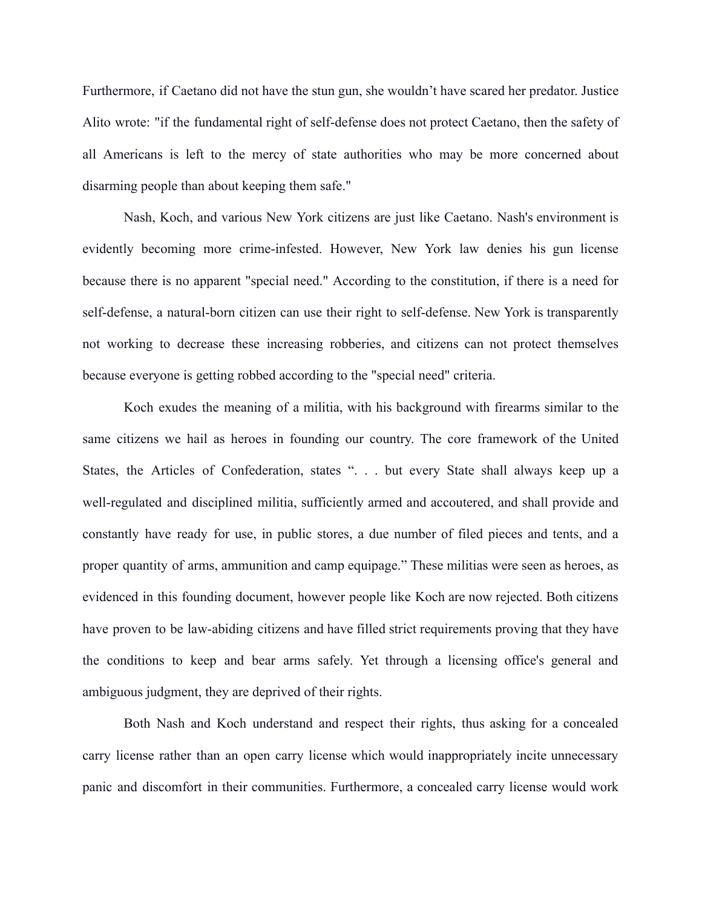Furthermore, if Caetano did not have the stun gun, she wouldn't have scared her predator. Justice Alito wrote: "if the fundamental right of self-defense does not protect Caetano, then the safety of all Americans is left to the mercy of state authorities who may be more concerned about disarming people than about keeping them safe."

Nash, Koch, and various New York citizens are just like Caetano. Nash's environment is evidently becoming more crime-infested. However, New York law denies his gun license because there is no apparent "special need." According to the constitution, if there is a need for self-defense, a natural-born citizen can use their right to self-defense. New York is transparently not working to decrease these increasing robberies, and citizens can not protect themselves because everyone is getting robbed according to the "special need" criteria.

Koch exudes the meaning of a militia, with his background with firearms similar to the same citizens we hail as heroes in founding our country. The core framework of the United States, the Articles of Confederation, states ". . . but every State shall always keep up a well-regulated and disciplined militia, sufficiently armed and accoutered, and shall provide and constantly have ready for use, in public stores, a due number of filed pieces and tents, and a proper quantity of arms, ammunition and camp equipage." These militias were seen as heroes, as evidenced in this founding document, however people like Koch are now rejected. Both citizens have proven to be law-abiding citizens and have filled strict requirements proving that they have the conditions to keep and bear arms safely. Yet through a licensing office's general and ambiguous judgment, they are deprived of their rights.

Both Nash and Koch understand and respect their rights, thus asking for a concealed carry license rather than an open carry license which would inappropriately incite unnecessary panic and discomfort in their communities. Furthermore, a concealed carry license would work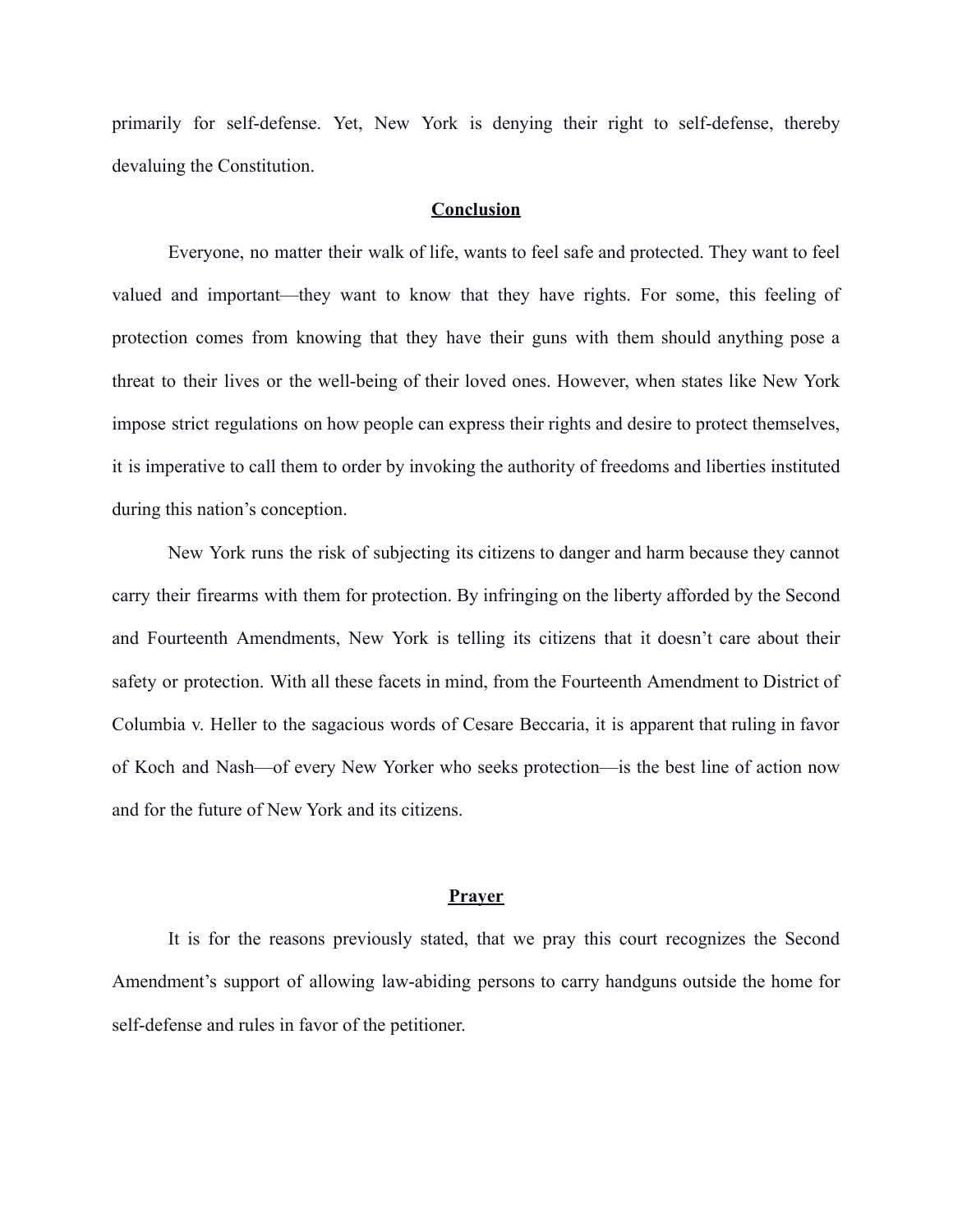primarily for self-defense. Yet, New York is denying their right to self-defense, thereby devaluing the Constitution.

## **<u>Conclusion</u>**

Everyone, no matter their walk of life, wants to feel safe and protected. They want to feel valued and important—they want to know that they have rights. For some, this feeling of protection comes from knowing that they have their guns with them should anything pose a threat to their lives or the well-being of their loved ones. However, when states like New York impose strict regulations on how people can express their rights and desire to protect themselves, it is imperative to call them to order by invoking the authority of freedoms and liberties instituted during this nation's conception.

New York runs the risk of subjecting its citizens to danger and harm because they cannot carry their firearms with them for protection. By infringing on the liberty afforded by the Second and Fourteenth Amendments, New York is telling its citizens that it doesn't care about their safety or protection. With all these facets in mind, from the Fourteenth Amendment to District of Columbia v. Heller to the sagacious words of Cesare Beccaria, it is apparent that ruling in favor of Koch and Nash—of every New Yorker who seeks protection—is the best line of action now and for the future of New York and its citizens.

## **<u>Prayer</u>**

It is for the reasons previously stated, that we pray this court recognizes the Second Amendment's support of allowing law-abiding persons to carry handguns outside the home for self-defense and rules in favor of the petitioner.